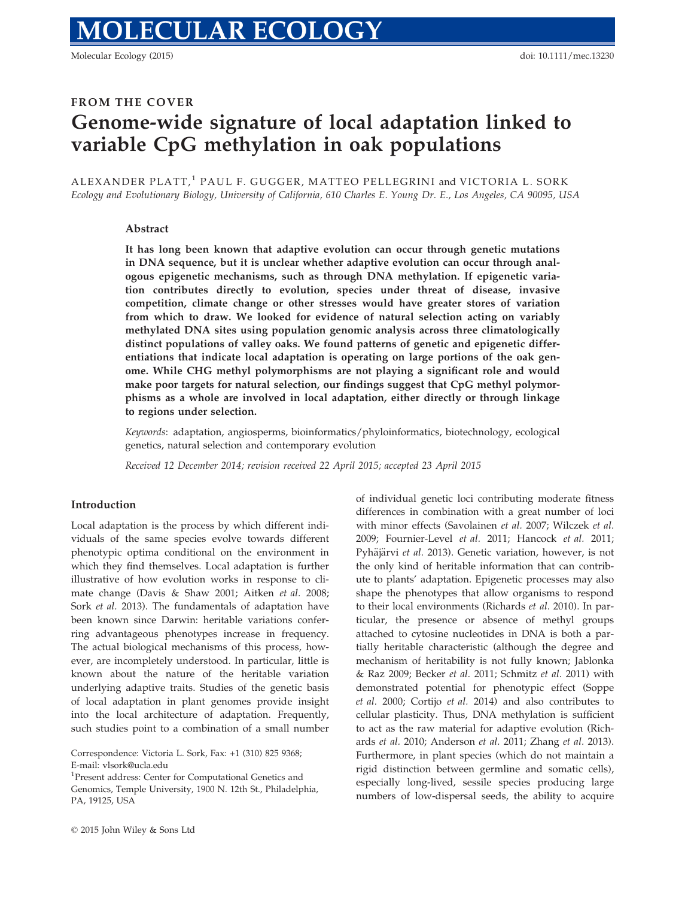# MOLECULAR ECOLOGY

Molecular Ecology (2015) doi: 10.1111/mec.13230

## FROM THE COVER

# Genome-wide signature of local adaptation linked to variable CpG methylation in oak populations

ALEXANDER PLATT,[1] PAUL F. GUGGER, MATTEO PELLEGRINI and VICTORIA L. SORK

*Ecology and Evolutionary Biology, University of California, 610 Charles E. Young Dr. E., Los Angeles, CA 90095, USA*

### Abstract

**It has long been known that adaptive evolution can occur through genetic mutations in DNA sequence, but it is unclear whether adaptive evolution can occur through analogous epigenetic mechanisms, such as through DNA methylation. If epigenetic variation contributes directly to evolution, species under threat of disease, invasive competition, climate change or other stresses would have greater stores of variation from which to draw. We looked for evidence of natural selection acting on variably methylated DNA sites using population genomic analysis across three climatologically distinct populations of valley oaks. We found patterns of genetic and epigenetic differentiations that indicate local adaptation is operating on large portions of the oak genome. While CHG methyl polymorphisms are not playing a significant role and would make poor targets for natural selection, our findings suggest that CpG methyl polymorphisms as a whole are involved in local adaptation, either directly or through linkage to regions under selection.**

*Keywords*: adaptation, angiosperms, bioinformatics/phyloinformatics, biotechnology, ecological genetics, natural selection and contemporary evolution

*Received 12 December 2014; revision received 22 April 2015; accepted 23 April 2015*

### Introduction

Local adaptation is the process by which different individuals of the same species evolve towards different phenotypic optima conditional on the environment in which they find themselves. Local adaptation is further illustrative of how evolution works in response to climate change (Davis & Shaw 2001; Aitken *et al.* 2008; Sork *et al.* 2013). The fundamentals of adaptation have been known since Darwin: heritable variations conferring advantageous phenotypes increase in frequency. The actual biological mechanisms of this process, however, are incompletely understood. In particular, little is known about the nature of the heritable variation underlying adaptive traits. Studies of the genetic basis of local adaptation in plant genomes provide insight into the local architecture of adaptation. Frequently, such studies point to a combination of a small number of individual genetic loci contributing moderate fitness differences in combination with a great number of loci with minor effects (Savolainen *et al.* 2007; Wilczek *et al.* 2009; Fournier-Level *et al.* 2011; Hancock *et al.* 2011; Pyhäjärvi *et al.* 2013). Genetic variation, however, is not the only kind of heritable information that can contribute to plants' adaptation. Epigenetic processes may also shape the phenotypes that allow organisms to respond to their local environments (Richards *et al.* 2010). In particular, the presence or absence of methyl groups attached to cytosine nucleotides in DNA is both a partially heritable characteristic (although the degree and mechanism of heritability is not fully known; Jablonka & Raz 2009; Becker *et al.* 2011; Schmitz *et al.* 2011) with demonstrated potential for phenotypic effect (Soppe *et al.* 2000; Cortijo *et al.* 2014) and also contributes to cellular plasticity. Thus, DNA methylation is sufficient to act as the raw material for adaptive evolution (Richards *et al.* 2010; Anderson *et al.* 2011; Zhang *et al.* 2013). Furthermore, in plant species (which do not maintain a rigid distinction between germline and somatic cells), especially long-lived, sessile species producing large numbers of low-dispersal seeds, the ability to acquire

Correspondence: Victoria L. Sork, Fax: +1 (310) 825 9368; E-mail: vlsork@ucla.edu

[1]Present address: Center for Computational Genetics and Genomics, Temple University, 1900 N. 12th St., Philadelphia, PA, 19125, USA

© 2015 John Wiley & Sons Ltd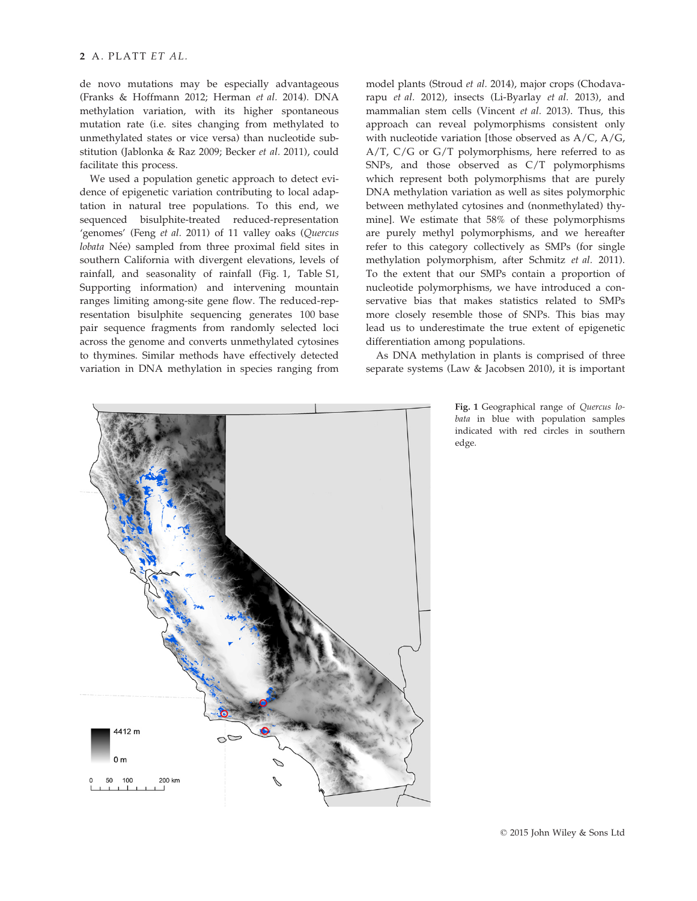de novo mutations may be especially advantageous (Franks & Hoffmann 2012; Herman *et al.* 2014). DNA methylation variation, with its higher spontaneous mutation rate (i.e. sites changing from methylated to unmethylated states or vice versa) than nucleotide substitution (Jablonka & Raz 2009; Becker *et al.* 2011), could facilitate this process.

We used a population genetic approach to detect evidence of epigenetic variation contributing to local adaptation in natural tree populations. To this end, we sequenced bisulphite-treated reduced-representation 'genomes' (Feng *et al.* 2011) of 11 valley oaks (*Quercus lobata* Née) sampled from three proximal field sites in southern California with divergent elevations, levels of rainfall, and seasonality of rainfall (Fig. 1, Table S1, Supporting information) and intervening mountain ranges limiting among-site gene flow. The reduced-representation bisulphite sequencing generates 100 base pair sequence fragments from randomly selected loci across the genome and converts unmethylated cytosines to thymines. Similar methods have effectively detected variation in DNA methylation in species ranging from model plants (Stroud *et al.* 2014), major crops (Chodavarapu *et al.* 2012), insects (Li-Byarlay *et al.* 2013), and mammalian stem cells (Vincent *et al.* 2013). Thus, this approach can reveal polymorphisms consistent only with nucleotide variation [those observed as A/C, A/G, A/T, C/G or G/T polymorphisms, here referred to as SNPs, and those observed as C/T polymorphisms which represent both polymorphisms that are purely DNA methylation variation as well as sites polymorphic between methylated cytosines and (nonmethylated) thymine]. We estimate that 58% of these polymorphisms are purely methyl polymorphisms, and we hereafter refer to this category collectively as SMPs (for single methylation polymorphism, after Schmitz *et al.* 2011). To the extent that our SMPs contain a proportion of nucleotide polymorphisms, we have introduced a conservative bias that makes statistics related to SMPs more closely resemble those of SNPs. This bias may lead us to underestimate the true extent of epigenetic differentiation among populations.

As DNA methylation in plants is comprised of three separate systems (Law & Jacobsen 2010), it is important

4412 m

0 m

0 50 100 200 km

**Fig. 1** Geographical range of *Quercus lobata* in blue with population samples indicated with red circles in southern edge.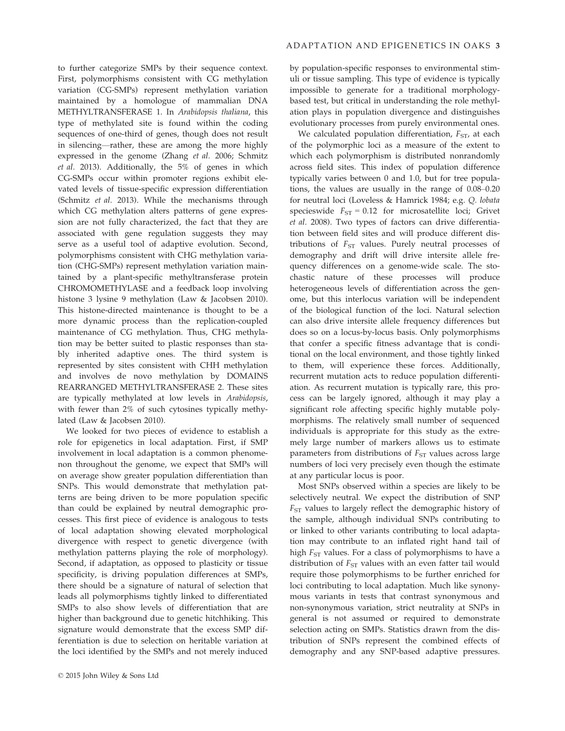to further categorize SMPs by their sequence context. First, polymorphisms consistent with CG methylation variation (CG-SMPs) represent methylation variation maintained by a homologue of mammalian DNA METHYLTRANSFERASE 1. In *Arabidopsis thaliana*, this type of methylated site is found within the coding sequences of one-third of genes, though does not result in silencing—rather, these are among the more highly expressed in the genome (Zhang *et al.* 2006; Schmitz *et al.* 2013). Additionally, the 5% of genes in which CG-SMPs occur within promoter regions exhibit elevated levels of tissue-specific expression differentiation (Schmitz *et al.* 2013). While the mechanisms through which CG methylation alters patterns of gene expression are not fully characterized, the fact that they are associated with gene regulation suggests they may serve as a useful tool of adaptive evolution. Second, polymorphisms consistent with CHG methylation variation (CHG-SMPs) represent methylation variation maintained by a plant-specific methyltransferase protein CHROMOMETHYLASE and a feedback loop involving histone 3 lysine 9 methylation (Law & Jacobsen 2010). This histone-directed maintenance is thought to be a more dynamic process than the replication-coupled maintenance of CG methylation. Thus, CHG methylation may be better suited to plastic responses than stably inherited adaptive ones. The third system is represented by sites consistent with CHH methylation and involves de novo methylation by DOMAINS REARRANGED METHYLTRANSFERASE 2. These sites are typically methylated at low levels in *Arabidopsis*, with fewer than 2% of such cytosines typically methylated (Law & Jacobsen 2010).

We looked for two pieces of evidence to establish a role for epigenetics in local adaptation. First, if SMP involvement in local adaptation is a common phenomenon throughout the genome, we expect that SMPs will on average show greater population differentiation than SNPs. This would demonstrate that methylation patterns are being driven to be more population specific than could be explained by neutral demographic processes. This first piece of evidence is analogous to tests of local adaptation showing elevated morphological divergence with respect to genetic divergence (with methylation patterns playing the role of morphology). Second, if adaptation, as opposed to plasticity or tissue specificity, is driving population differences at SMPs, there should be a signature of natural of selection that leads all polymorphisms tightly linked to differentiated SMPs to also show levels of differentiation that are higher than background due to genetic hitchhiking. This signature would demonstrate that the excess SMP differentiation is due to selection on heritable variation at the loci identified by the SMPs and not merely induced by population-specific responses to environmental stimuli or tissue sampling. This type of evidence is typically impossible to generate for a traditional morphology-based test, but critical in understanding the role methylation plays in population divergence and distinguishes evolutionary processes from purely environmental ones.

We calculated population differentiation, $F_{ST}$, at each of the polymorphic loci as a measure of the extent to which each polymorphism is distributed nonrandomly across field sites. This index of population difference typically varies between 0 and 1.0, but for tree populations, the values are usually in the range of 0.08–0.20 for neutral loci (Loveless & Hamrick 1984; e.g. *Q. lobata* specieswide $F_{ST} = 0.12$ for microsatellite loci; Grivet *et al.* 2008). Two types of factors can drive differentiation between field sites and will produce different distributions of $F_{ST}$ values. Purely neutral processes of demography and drift will drive intersite allele frequency differences on a genome-wide scale. The stochastic nature of these processes will produce heterogeneous levels of differentiation across the genome, but this interlocus variation will be independent of the biological function of the loci. Natural selection can also drive intersite allele frequency differences but does so on a locus-by-locus basis. Only polymorphisms that confer a specific fitness advantage that is conditional on the local environment, and those tightly linked to them, will experience these forces. Additionally, recurrent mutation acts to reduce population differentiation. As recurrent mutation is typically rare, this process can be largely ignored, although it may play a significant role affecting specific highly mutable polymorphisms. The relatively small number of sequenced individuals is appropriate for this study as the extremely large number of markers allows us to estimate parameters from distributions of $F_{ST}$ values across large numbers of loci very precisely even though the estimate at any particular locus is poor.

Most SNPs observed within a species are likely to be selectively neutral. We expect the distribution of SNP $F_{ST}$ values to largely reflect the demographic history of the sample, although individual SNPs contributing to or linked to other variants contributing to local adaptation may contribute to an inflated right hand tail of high $F_{ST}$ values. For a class of polymorphisms to have a distribution of $F_{ST}$ values with an even fatter tail would require those polymorphisms to be further enriched for loci contributing to local adaptation. Much like synonymous variants in tests that contrast synonymous and non-synonymous variation, strict neutrality at SNPs in general is not assumed or required to demonstrate selection acting on SMPs. Statistics drawn from the distribution of SNPs represent the combined effects of demography and any SNP-based adaptive pressures.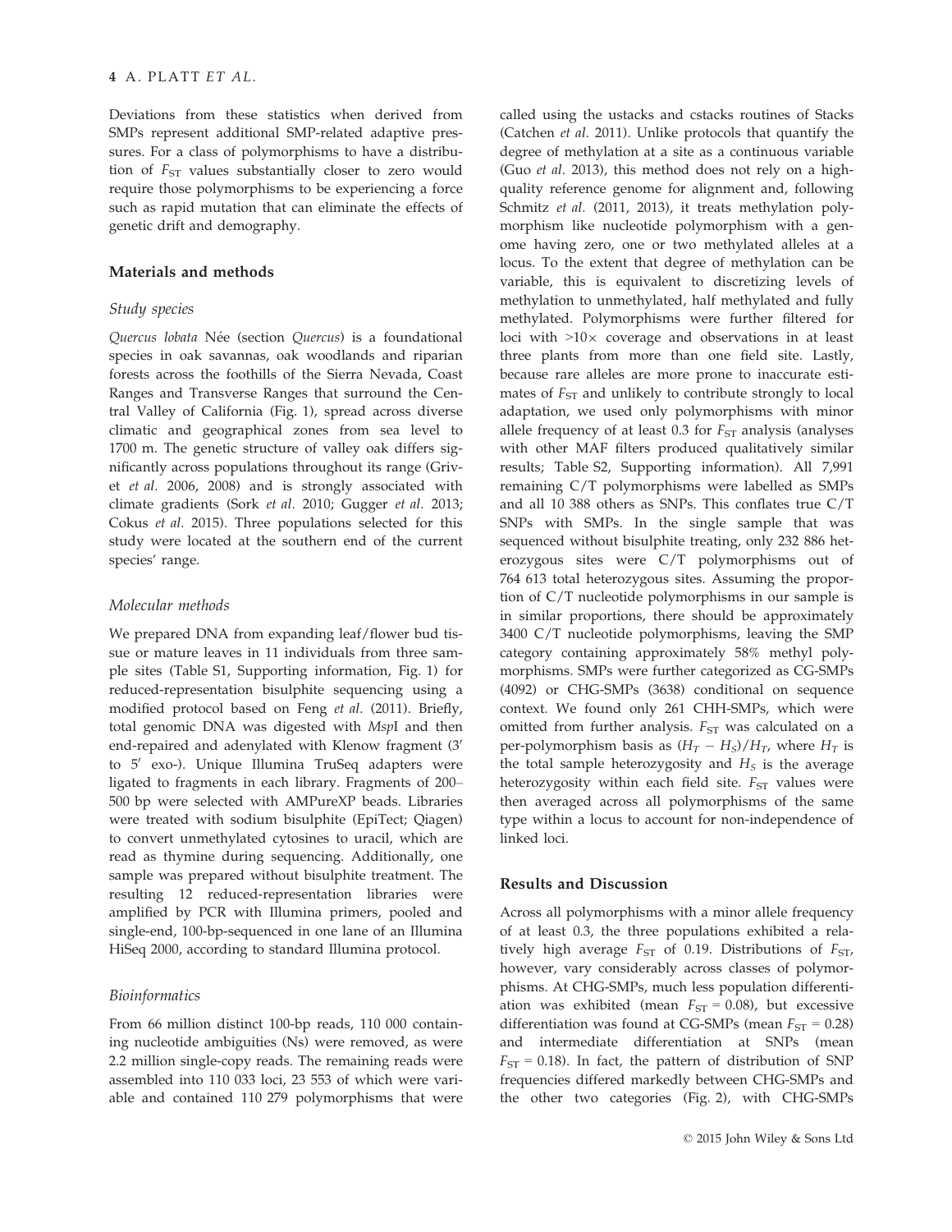Deviations from these statistics when derived from SMPs represent additional SMP-related adaptive pressures. For a class of polymorphisms to have a distribution of $F_{ST}$ values substantially closer to zero would require those polymorphisms to be experiencing a force such as rapid mutation that can eliminate the effects of genetic drift and demography.

## Materials and methods

### Study species

*Quercus lobata* Née (section *Quercus*) is a foundational species in oak savannas, oak woodlands and riparian forests across the foothills of the Sierra Nevada, Coast Ranges and Transverse Ranges that surround the Central Valley of California (Fig. 1), spread across diverse climatic and geographical zones from sea level to 1700 m. The genetic structure of valley oak differs significantly across populations throughout its range (Grivet *et al.* 2006, 2008) and is strongly associated with climate gradients (Sork *et al.* 2010; Gugger *et al.* 2013; Cokus *et al.* 2015). Three populations selected for this study were located at the southern end of the current species' range.

### Molecular methods

We prepared DNA from expanding leaf/flower bud tissue or mature leaves in 11 individuals from three sample sites (Table S1, Supporting information, Fig. 1) for reduced-representation bisulphite sequencing using a modified protocol based on Feng *et al.* (2011). Briefly, total genomic DNA was digested with *Msp*I and then end-repaired and adenylated with Klenow fragment (3′ to 5′ exo-). Unique Illumina TruSeq adapters were ligated to fragments in each library. Fragments of 200–500 bp were selected with AMPureXP beads. Libraries were treated with sodium bisulphite (EpiTect; Qiagen) to convert unmethylated cytosines to uracil, which are read as thymine during sequencing. Additionally, one sample was prepared without bisulphite treatment. The resulting 12 reduced-representation libraries were amplified by PCR with Illumina primers, pooled and single-end, 100-bp-sequenced in one lane of an Illumina HiSeq 2000, according to standard Illumina protocol.

### Bioinformatics

From 66 million distinct 100-bp reads, 110 000 containing nucleotide ambiguities (Ns) were removed, as were 2.2 million single-copy reads. The remaining reads were assembled into 110 033 loci, 23 553 of which were variable and contained 110 279 polymorphisms that were called using the ustacks and cstacks routines of Stacks (Catchen *et al.* 2011). Unlike protocols that quantify the degree of methylation at a site as a continuous variable (Guo *et al.* 2013), this method does not rely on a high-quality reference genome for alignment and, following Schmitz *et al.* (2011, 2013), it treats methylation polymorphism like nucleotide polymorphism with a genome having zero, one or two methylated alleles at a locus. To the extent that degree of methylation can be variable, this is equivalent to discretizing levels of methylation to unmethylated, half methylated and fully methylated. Polymorphisms were further filtered for loci with >10× coverage and observations in at least three plants from more than one field site. Lastly, because rare alleles are more prone to inaccurate estimates of $F_{ST}$ and unlikely to contribute strongly to local adaptation, we used only polymorphisms with minor allele frequency of at least 0.3 for $F_{ST}$ analysis (analyses with other MAF filters produced qualitatively similar results; Table S2, Supporting information). All 7,991 remaining C/T polymorphisms were labelled as SMPs and all 10 388 others as SNPs. This conflates true C/T SNPs with SMPs. In the single sample that was sequenced without bisulphite treating, only 232 886 heterozygous sites were C/T polymorphisms out of 764 613 total heterozygous sites. Assuming the proportion of C/T nucleotide polymorphisms in our sample is in similar proportions, there should be approximately 3400 C/T nucleotide polymorphisms, leaving the SMP category containing approximately 58% methyl polymorphisms. SMPs were further categorized as CG-SMPs (4092) or CHG-SMPs (3638) conditional on sequence context. We found only 261 CHH-SMPs, which were omitted from further analysis. $F_{ST}$ was calculated on a per-polymorphism basis as $(H_T - H_S)/H_T$, where $H_T$ is the total sample heterozygosity and $H_S$ is the average heterozygosity within each field site. $F_{ST}$ values were then averaged across all polymorphisms of the same type within a locus to account for non-independence of linked loci.

## Results and Discussion

Across all polymorphisms with a minor allele frequency of at least 0.3, the three populations exhibited a relatively high average $F_{ST}$ of 0.19. Distributions of $F_{ST}$, however, vary considerably across classes of polymorphisms. At CHG-SMPs, much less population differentiation was exhibited (mean $F_{ST}$ = 0.08), but excessive differentiation was found at CG-SMPs (mean $F_{ST}$ = 0.28) and intermediate differentiation at SNPs (mean $F_{ST}$ = 0.18). In fact, the pattern of distribution of SNP frequencies differed markedly between CHG-SMPs and the other two categories (Fig. 2), with CHG-SMPs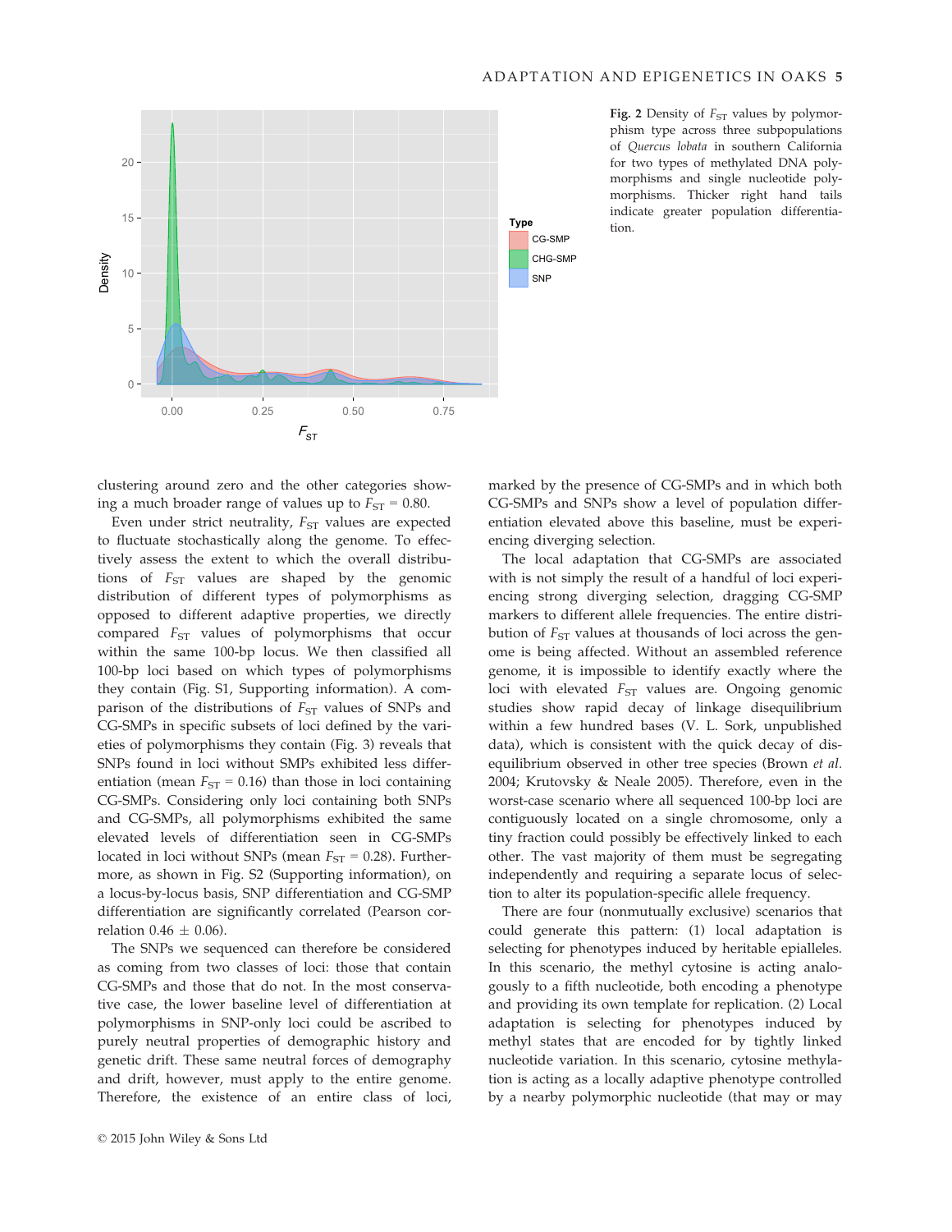Fig. 2 Density of $F_{ST}$ values by polymorphism type across three subpopulations of *Quercus lobata* in southern California for two types of methylated DNA polymorphisms and single nucleotide polymorphisms. Thicker right hand tails indicate greater population differentiation.

clustering around zero and the other categories showing a much broader range of values up to $F_{ST} = 0.80$.

Even under strict neutrality, $F_{ST}$ values are expected to fluctuate stochastically along the genome. To effectively assess the extent to which the overall distributions of $F_{ST}$ values are shaped by the genomic distribution of different types of polymorphisms as opposed to different adaptive properties, we directly compared $F_{ST}$ values of polymorphisms that occur within the same 100-bp locus. We then classified all 100-bp loci based on which types of polymorphisms they contain (Fig. S1, Supporting information). A comparison of the distributions of $F_{ST}$ values of SNPs and CG-SMPs in specific subsets of loci defined by the varieties of polymorphisms they contain (Fig. 3) reveals that SNPs found in loci without SMPs exhibited less differentiation (mean $F_{ST} = 0.16$) than those in loci containing CG-SMPs. Considering only loci containing both SNPs and CG-SMPs, all polymorphisms exhibited the same elevated levels of differentiation seen in CG-SMPs located in loci without SNPs (mean $F_{ST} = 0.28$). Furthermore, as shown in Fig. S2 (Supporting information), on a locus-by-locus basis, SNP differentiation and CG-SMP differentiation are significantly correlated (Pearson correlation $0.46 \pm 0.06$).

The SNPs we sequenced can therefore be considered as coming from two classes of loci: those that contain CG-SMPs and those that do not. In the most conservative case, the lower baseline level of differentiation at polymorphisms in SNP-only loci could be ascribed to purely neutral properties of demographic history and genetic drift. These same neutral forces of demography and drift, however, must apply to the entire genome. Therefore, the existence of an entire class of loci, marked by the presence of CG-SMPs and in which both CG-SMPs and SNPs show a level of population differentiation elevated above this baseline, must be experiencing diverging selection.

The local adaptation that CG-SMPs are associated with is not simply the result of a handful of loci experiencing strong diverging selection, dragging CG-SMP markers to different allele frequencies. The entire distribution of $F_{ST}$ values at thousands of loci across the genome is being affected. Without an assembled reference genome, it is impossible to identify exactly where the loci with elevated $F_{ST}$ values are. Ongoing genomic studies show rapid decay of linkage disequilibrium within a few hundred bases (V. L. Sork, unpublished data), which is consistent with the quick decay of disequilibrium observed in other tree species (Brown *et al.* 2004; Krutovsky & Neale 2005). Therefore, even in the worst-case scenario where all sequenced 100-bp loci are contiguously located on a single chromosome, only a tiny fraction could possibly be effectively linked to each other. The vast majority of them must be segregating independently and requiring a separate locus of selection to alter its population-specific allele frequency.

There are four (nonmutually exclusive) scenarios that could generate this pattern: (1) local adaptation is selecting for phenotypes induced by heritable epialleles. In this scenario, the methyl cytosine is acting analogously to a fifth nucleotide, both encoding a phenotype and providing its own template for replication. (2) Local adaptation is selecting for phenotypes induced by methyl states that are encoded for by tightly linked nucleotide variation. In this scenario, cytosine methylation is acting as a locally adaptive phenotype controlled by a nearby polymorphic nucleotide (that may or may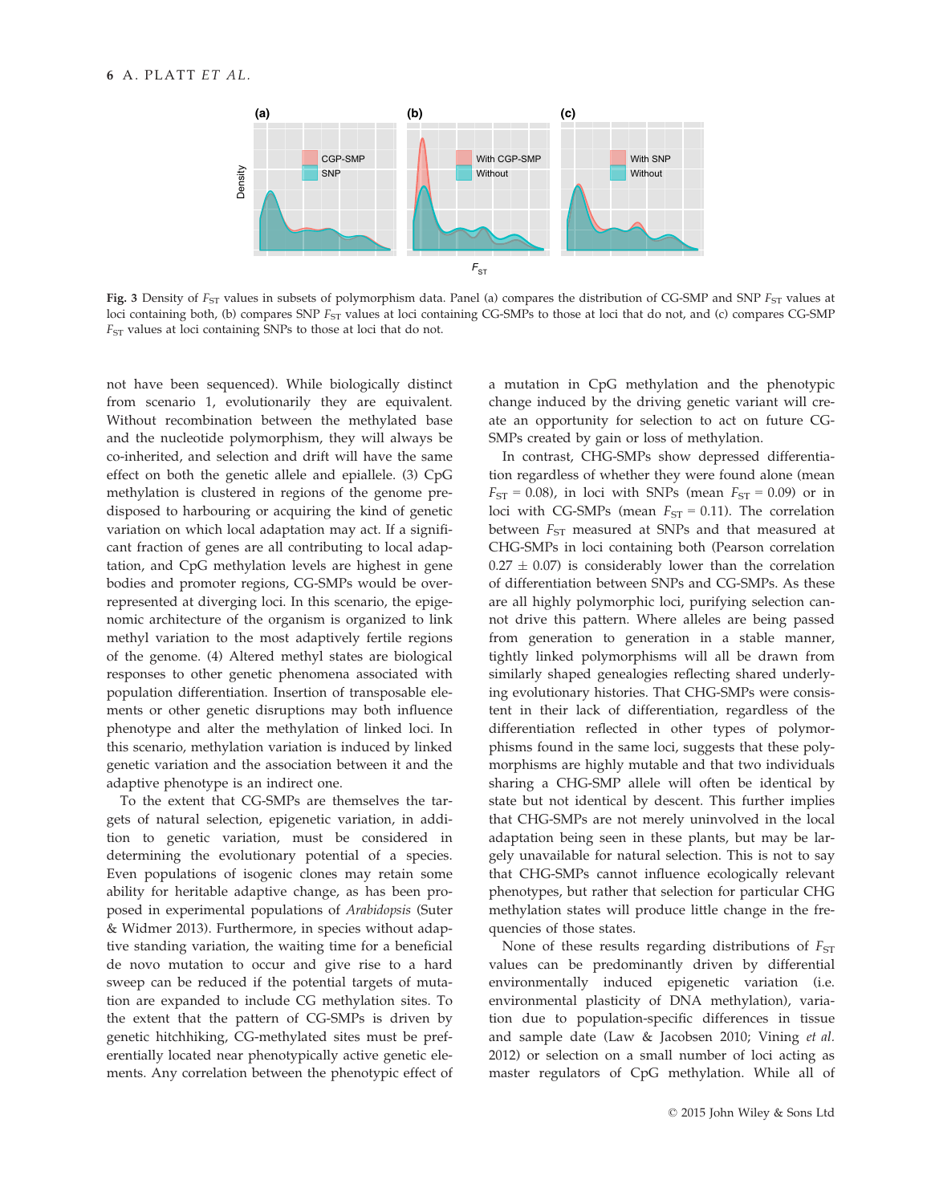(a)

CGP-SMP
SNP

Density

(b)

With CGP-SMP
Without

(c)

With SNP
Without

$F_{ST}$

**Fig. 3** Density of $F_{ST}$ values in subsets of polymorphism data. Panel (a) compares the distribution of CG-SMP and SNP $F_{ST}$ values at loci containing both, (b) compares SNP $F_{ST}$ values at loci containing CG-SMPs to those at loci that do not, and (c) compares CG-SMP $F_{ST}$ values at loci containing SNPs to those at loci that do not.

not have been sequenced). While biologically distinct from scenario 1, evolutionarily they are equivalent. Without recombination between the methylated base and the nucleotide polymorphism, they will always be co-inherited, and selection and drift will have the same effect on both the genetic allele and epiallele. (3) CpG methylation is clustered in regions of the genome predisposed to harbouring or acquiring the kind of genetic variation on which local adaptation may act. If a significant fraction of genes are all contributing to local adaptation, and CpG methylation levels are highest in gene bodies and promoter regions, CG-SMPs would be overrepresented at diverging loci. In this scenario, the epigenomic architecture of the organism is organized to link methyl variation to the most adaptively fertile regions of the genome. (4) Altered methyl states are biological responses to other genetic phenomena associated with population differentiation. Insertion of transposable elements or other genetic disruptions may both influence phenotype and alter the methylation of linked loci. In this scenario, methylation variation is induced by linked genetic variation and the association between it and the adaptive phenotype is an indirect one.

To the extent that CG-SMPs are themselves the targets of natural selection, epigenetic variation, in addition to genetic variation, must be considered in determining the evolutionary potential of a species. Even populations of isogenic clones may retain some ability for heritable adaptive change, as has been proposed in experimental populations of *Arabidopsis* (Suter & Widmer 2013). Furthermore, in species without adaptive standing variation, the waiting time for a beneficial de novo mutation to occur and give rise to a hard sweep can be reduced if the potential targets of mutation are expanded to include CG methylation sites. To the extent that the pattern of CG-SMPs is driven by genetic hitchhiking, CG-methylated sites must be preferentially located near phenotypically active genetic elements. Any correlation between the phenotypic effect of a mutation in CpG methylation and the phenotypic change induced by the driving genetic variant will create an opportunity for selection to act on future CG-SMPs created by gain or loss of methylation.

In contrast, CHG-SMPs show depressed differentiation regardless of whether they were found alone (mean $F_{ST}$ = 0.08), in loci with SNPs (mean $F_{ST}$ = 0.09) or in loci with CG-SMPs (mean $F_{ST}$ = 0.11). The correlation between $F_{ST}$ measured at SNPs and that measured at CHG-SMPs in loci containing both (Pearson correlation $0.27 \pm 0.07$) is considerably lower than the correlation of differentiation between SNPs and CG-SMPs. As these are all highly polymorphic loci, purifying selection cannot drive this pattern. Where alleles are being passed from generation to generation in a stable manner, tightly linked polymorphisms will all be drawn from similarly shaped genealogies reflecting shared underlying evolutionary histories. That CHG-SMPs were consistent in their lack of differentiation, regardless of the differentiation reflected in other types of polymorphisms found in the same loci, suggests that these polymorphisms are highly mutable and that two individuals sharing a CHG-SMP allele will often be identical by state but not identical by descent. This further implies that CHG-SMPs are not merely uninvolved in the local adaptation being seen in these plants, but may be largely unavailable for natural selection. This is not to say that CHG-SMPs cannot influence ecologically relevant phenotypes, but rather that selection for particular CHG methylation states will produce little change in the frequencies of those states.

None of these results regarding distributions of $F_{ST}$ values can be predominantly driven by differential environmentally induced epigenetic variation (i.e. environmental plasticity of DNA methylation), variation due to population-specific differences in tissue and sample date (Law & Jacobsen 2010; Vining *et al.* 2012) or selection on a small number of loci acting as master regulators of CpG methylation. While all of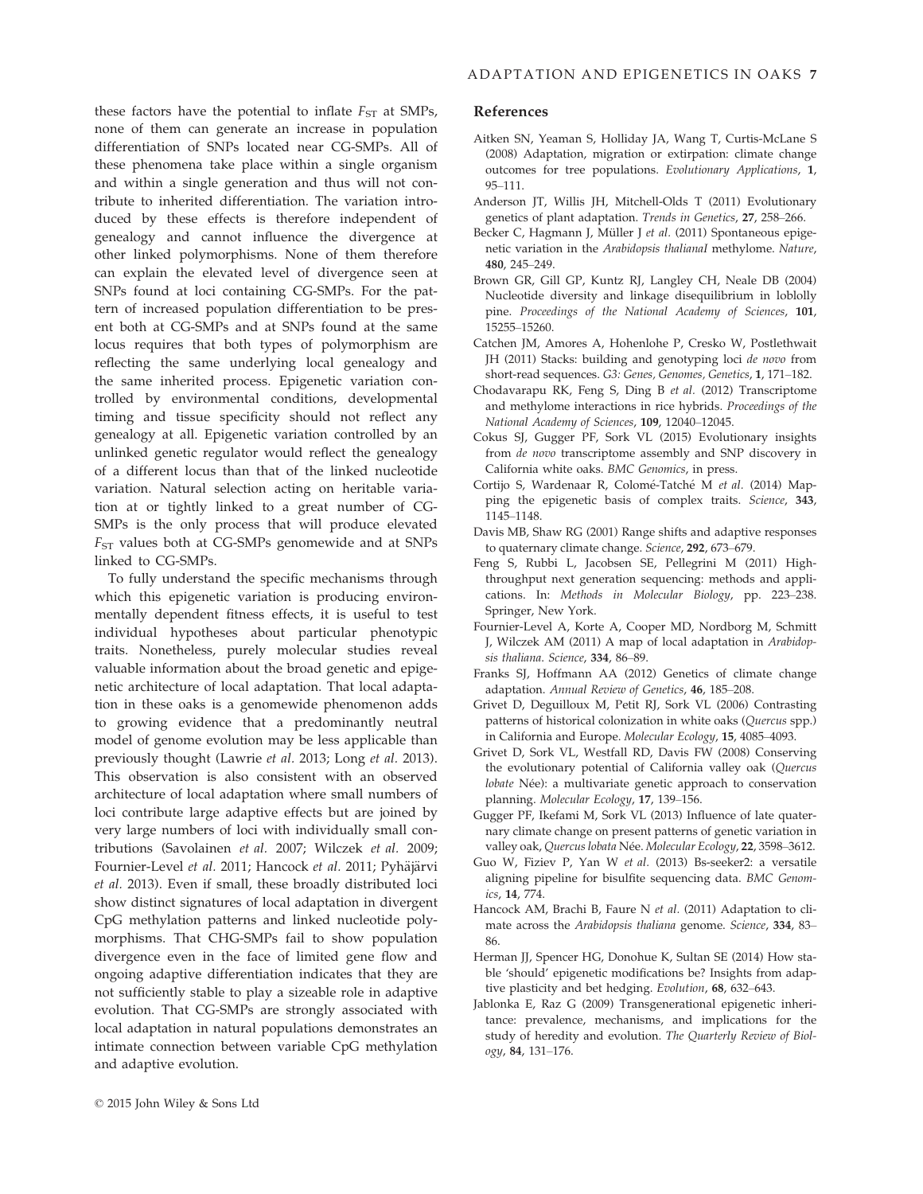these factors have the potential to inflate $F_{ST}$ at SMPs, none of them can generate an increase in population differentiation of SNPs located near CG-SMPs. All of these phenomena take place within a single organism and within a single generation and thus will not contribute to inherited differentiation. The variation introduced by these effects is therefore independent of genealogy and cannot influence the divergence at other linked polymorphisms. None of them therefore can explain the elevated level of divergence seen at SNPs found at loci containing CG-SMPs. For the pattern of increased population differentiation to be present both at CG-SMPs and at SNPs found at the same locus requires that both types of polymorphism are reflecting the same underlying local genealogy and the same inherited process. Epigenetic variation controlled by environmental conditions, developmental timing and tissue specificity should not reflect any genealogy at all. Epigenetic variation controlled by an unlinked genetic regulator would reflect the genealogy of a different locus than that of the linked nucleotide variation. Natural selection acting on heritable variation at or tightly linked to a great number of CG-SMPs is the only process that will produce elevated $F_{ST}$ values both at CG-SMPs genomewide and at SNPs linked to CG-SMPs.

To fully understand the specific mechanisms through which this epigenetic variation is producing environmentally dependent fitness effects, it is useful to test individual hypotheses about particular phenotypic traits. Nonetheless, purely molecular studies reveal valuable information about the broad genetic and epigenetic architecture of local adaptation. That local adaptation in these oaks is a genomewide phenomenon adds to growing evidence that a predominantly neutral model of genome evolution may be less applicable than previously thought (Lawrie *et al.* 2013; Long *et al.* 2013). This observation is also consistent with an observed architecture of local adaptation where small numbers of loci contribute large adaptive effects but are joined by very large numbers of loci with individually small contributions (Savolainen *et al.* 2007; Wilczek *et al.* 2009; Fournier-Level *et al.* 2011; Hancock *et al.* 2011; Pyhäjärvi *et al.* 2013). Even if small, these broadly distributed loci show distinct signatures of local adaptation in divergent CpG methylation patterns and linked nucleotide polymorphisms. That CHG-SMPs fail to show population divergence even in the face of limited gene flow and ongoing adaptive differentiation indicates that they are not sufficiently stable to play a sizeable role in adaptive evolution. That CG-SMPs are strongly associated with local adaptation in natural populations demonstrates an intimate connection between variable CpG methylation and adaptive evolution.

## References

Aitken SN, Yeaman S, Holliday JA, Wang T, Curtis-McLane S (2008) Adaptation, migration or extirpation: climate change outcomes for tree populations. *Evolutionary Applications*, **1**, 95–111.

Anderson JT, Willis JH, Mitchell-Olds T (2011) Evolutionary genetics of plant adaptation. *Trends in Genetics*, **27**, 258–266.

Becker C, Hagmann J, Müller J *et al.* (2011) Spontaneous epigenetic variation in the *Arabidopsis thalianaI* methylome. *Nature*, **480**, 245–249.

Brown GR, Gill GP, Kuntz RJ, Langley CH, Neale DB (2004) Nucleotide diversity and linkage disequilibrium in loblolly pine. *Proceedings of the National Academy of Sciences*, **101**, 15255–15260.

Catchen JM, Amores A, Hohenlohe P, Cresko W, Postlethwait JH (2011) Stacks: building and genotyping loci *de novo* from short-read sequences. *G3: Genes, Genomes, Genetics*, **1**, 171–182.

Chodavarapu RK, Feng S, Ding B *et al.* (2012) Transcriptome and methylome interactions in rice hybrids. *Proceedings of the National Academy of Sciences*, **109**, 12040–12045.

Cokus SJ, Gugger PF, Sork VL (2015) Evolutionary insights from *de novo* transcriptome assembly and SNP discovery in California white oaks. *BMC Genomics*, in press.

Cortijo S, Wardenaar R, Colomé-Tatché M *et al.* (2014) Mapping the epigenetic basis of complex traits. *Science*, **343**, 1145–1148.

Davis MB, Shaw RG (2001) Range shifts and adaptive responses to quaternary climate change. *Science*, **292**, 673–679.

Feng S, Rubbi L, Jacobsen SE, Pellegrini M (2011) High-throughput next generation sequencing: methods and applications. In: *Methods in Molecular Biology*, pp. 223–238. Springer, New York.

Fournier-Level A, Korte A, Cooper MD, Nordborg M, Schmitt J, Wilczek AM (2011) A map of local adaptation in *Arabidopsis thaliana*. *Science*, **334**, 86–89.

Franks SJ, Hoffmann AA (2012) Genetics of climate change adaptation. *Annual Review of Genetics*, **46**, 185–208.

Grivet D, Deguilloux M, Petit RJ, Sork VL (2006) Contrasting patterns of historical colonization in white oaks (*Quercus* spp.) in California and Europe. *Molecular Ecology*, **15**, 4085–4093.

Grivet D, Sork VL, Westfall RD, Davis FW (2008) Conserving the evolutionary potential of California valley oak (*Quercus lobate* Née): a multivariate genetic approach to conservation planning. *Molecular Ecology*, **17**, 139–156.

Gugger PF, Ikefami M, Sork VL (2013) Influence of late quaternary climate change on present patterns of genetic variation in valley oak, *Quercus lobata* Née. *Molecular Ecology*, **22**, 3598–3612.

Guo W, Fiziev P, Yan W *et al.* (2013) Bs-seeker2: a versatile aligning pipeline for bisulfite sequencing data. *BMC Genomics*, **14**, 774.

Hancock AM, Brachi B, Faure N *et al.* (2011) Adaptation to climate across the *Arabidopsis thaliana* genome. *Science*, **334**, 83–86.

Herman JJ, Spencer HG, Donohue K, Sultan SE (2014) How stable 'should' epigenetic modifications be? Insights from adaptive plasticity and bet hedging. *Evolution*, **68**, 632–643.

Jablonka E, Raz G (2009) Transgenerational epigenetic inheritance: prevalence, mechanisms, and implications for the study of heredity and evolution. *The Quarterly Review of Biology*, **84**, 131–176.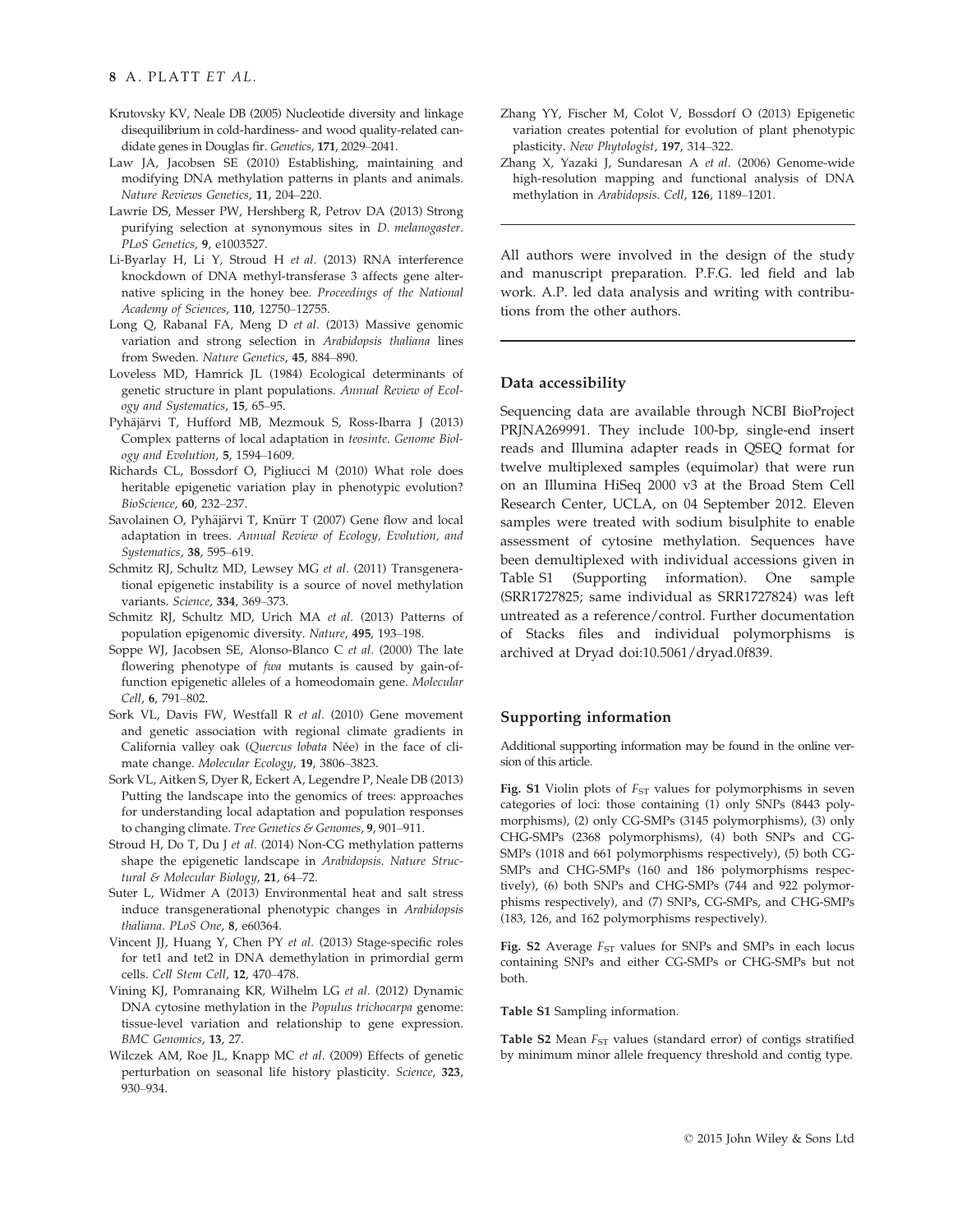Krutovsky KV, Neale DB (2005) Nucleotide diversity and linkage disequilibrium in cold-hardiness- and wood quality-related candidate genes in Douglas fir. *Genetics*, **171**, 2029–2041.

Law JA, Jacobsen SE (2010) Establishing, maintaining and modifying DNA methylation patterns in plants and animals. *Nature Reviews Genetics*, **11**, 204–220.

Lawrie DS, Messer PW, Hershberg R, Petrov DA (2013) Strong purifying selection at synonymous sites in *D. melanogaster*. *PLoS Genetics*, **9**, e1003527.

Li-Byarlay H, Li Y, Stroud H *et al.* (2013) RNA interference knockdown of DNA methyl-transferase 3 affects gene alternative splicing in the honey bee. *Proceedings of the National Academy of Sciences*, **110**, 12750–12755.

Long Q, Rabanal FA, Meng D *et al.* (2013) Massive genomic variation and strong selection in *Arabidopsis thaliana* lines from Sweden. *Nature Genetics*, **45**, 884–890.

Loveless MD, Hamrick JL (1984) Ecological determinants of genetic structure in plant populations. *Annual Review of Ecology and Systematics*, **15**, 65–95.

Pyhäjärvi T, Hufford MB, Mezmouk S, Ross-Ibarra J (2013) Complex patterns of local adaptation in *teosinte*. *Genome Biology and Evolution*, **5**, 1594–1609.

Richards CL, Bossdorf O, Pigliucci M (2010) What role does heritable epigenetic variation play in phenotypic evolution? *BioScience*, **60**, 232–237.

Savolainen O, Pyhäjärvi T, Knürr T (2007) Gene flow and local adaptation in trees. *Annual Review of Ecology, Evolution, and Systematics*, **38**, 595–619.

Schmitz RJ, Schultz MD, Lewsey MG *et al.* (2011) Transgenerational epigenetic instability is a source of novel methylation variants. *Science*, **334**, 369–373.

Schmitz RJ, Schultz MD, Urich MA *et al.* (2013) Patterns of population epigenomic diversity. *Nature*, **495**, 193–198.

Soppe WJ, Jacobsen SE, Alonso-Blanco C *et al.* (2000) The late flowering phenotype of *fwa* mutants is caused by gain-of-function epigenetic alleles of a homeodomain gene. *Molecular Cell*, **6**, 791–802.

Sork VL, Davis FW, Westfall R *et al.* (2010) Gene movement and genetic association with regional climate gradients in California valley oak (*Quercus lobata* Née) in the face of climate change. *Molecular Ecology*, **19**, 3806–3823.

Sork VL, Aitken S, Dyer R, Eckert A, Legendre P, Neale DB (2013) Putting the landscape into the genomics of trees: approaches for understanding local adaptation and population responses to changing climate. *Tree Genetics & Genomes*, **9**, 901–911.

Stroud H, Do T, Du J *et al.* (2014) Non-CG methylation patterns shape the epigenetic landscape in *Arabidopsis*. *Nature Structural & Molecular Biology*, **21**, 64–72.

Suter L, Widmer A (2013) Environmental heat and salt stress induce transgenerational phenotypic changes in *Arabidopsis thaliana*. *PLoS One*, **8**, e60364.

Vincent JJ, Huang Y, Chen PY *et al.* (2013) Stage-specific roles for tet1 and tet2 in DNA demethylation in primordial germ cells. *Cell Stem Cell*, **12**, 470–478.

Vining KJ, Pomranaing KR, Wilhelm LG *et al.* (2012) Dynamic DNA cytosine methylation in the *Populus trichocarpa* genome: tissue-level variation and relationship to gene expression. *BMC Genomics*, **13**, 27.

Wilczek AM, Roe JL, Knapp MC *et al.* (2009) Effects of genetic perturbation on seasonal life history plasticity. *Science*, **323**, 930–934.

Zhang YY, Fischer M, Colot V, Bossdorf O (2013) Epigenetic variation creates potential for evolution of plant phenotypic plasticity. *New Phytologist*, **197**, 314–322.

Zhang X, Yazaki J, Sundaresan A *et al.* (2006) Genome-wide high-resolution mapping and functional analysis of DNA methylation in *Arabidopsis*. *Cell*, **126**, 1189–1201.

---

All authors were involved in the design of the study and manuscript preparation. P.F.G. led field and lab work. A.P. led data analysis and writing with contributions from the other authors.

---

### Data accessibility

Sequencing data are available through NCBI BioProject PRJNA269991. They include 100-bp, single-end insert reads and Illumina adapter reads in QSEQ format for twelve multiplexed samples (equimolar) that were run on an Illumina HiSeq 2000 v3 at the Broad Stem Cell Research Center, UCLA, on 04 September 2012. Eleven samples were treated with sodium bisulphite to enable assessment of cytosine methylation. Sequences have been demultiplexed with individual accessions given in Table S1 (Supporting information). One sample (SRR1727825; same individual as SRR1727824) was left untreated as a reference/control. Further documentation of Stacks files and individual polymorphisms is archived at Dryad doi:10.5061/dryad.0f839.

### Supporting information

Additional supporting information may be found in the online version of this article.

**Fig. S1** Violin plots of $F_{ST}$ values for polymorphisms in seven categories of loci: those containing (1) only SNPs (8443 polymorphisms), (2) only CG-SMPs (3145 polymorphisms), (3) only CHG-SMPs (2368 polymorphisms), (4) both SNPs and CG-SMPs (1018 and 661 polymorphisms respectively), (5) both CG-SMPs and CHG-SMPs (160 and 186 polymorphisms respectively), (6) both SNPs and CHG-SMPs (744 and 922 polymorphisms respectively), and (7) SNPs, CG-SMPs, and CHG-SMPs (183, 126, and 162 polymorphisms respectively).

**Fig. S2** Average $F_{ST}$ values for SNPs and SMPs in each locus containing SNPs and either CG-SMPs or CHG-SMPs but not both.

**Table S1** Sampling information.

**Table S2** Mean $F_{ST}$ values (standard error) of contigs stratified by minimum minor allele frequency threshold and contig type.